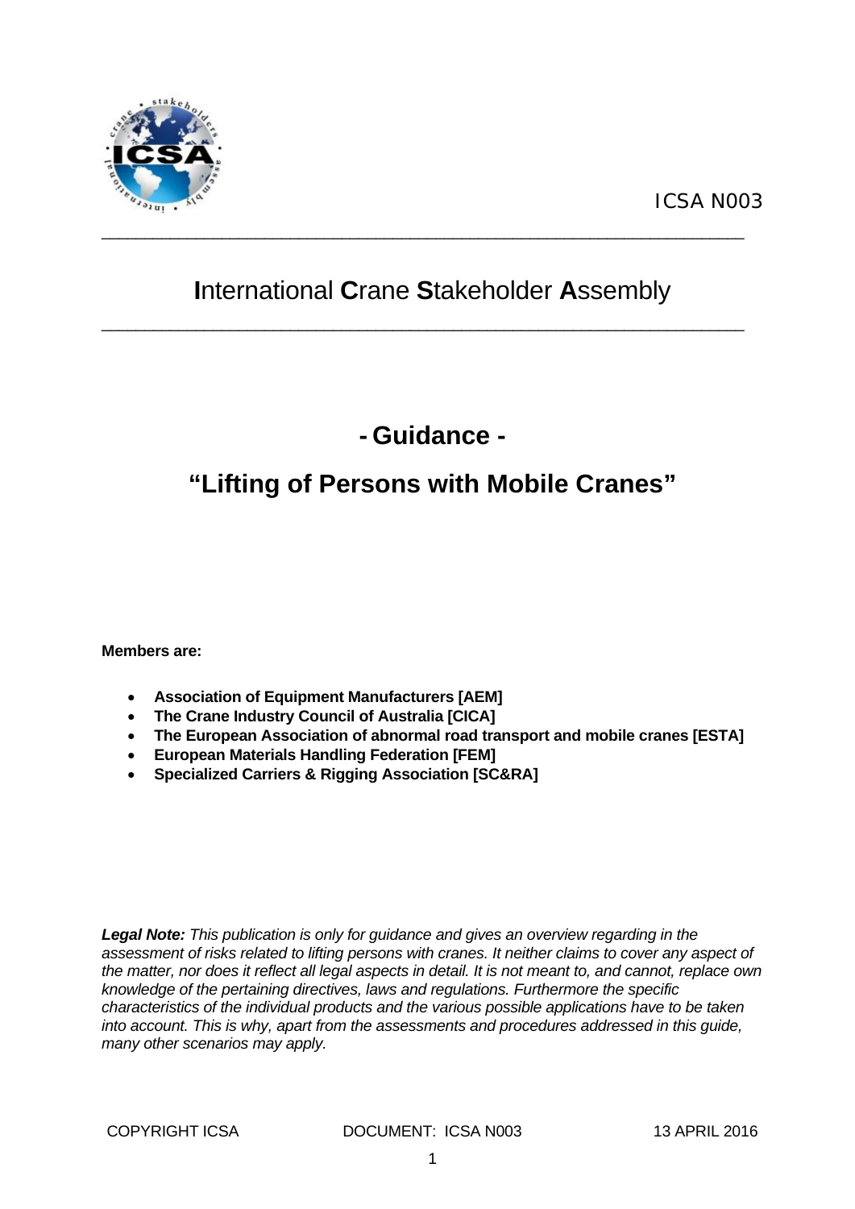ICSA N003

**I**nternational **C**rane **S**takeholder **A**ssembly

# - Guidance -

# "Lifting of Persons with Mobile Cranes"

**Members are:**

- **Association of Equipment Manufacturers [AEM]**
- **The Crane Industry Council of Australia [CICA]**
- **The European Association of abnormal road transport and mobile cranes [ESTA]**
- **European Materials Handling Federation [FEM]**
- **Specialized Carriers & Rigging Association [SC&RA]**

***Legal Note:*** *This publication is only for guidance and gives an overview regarding in the assessment of risks related to lifting persons with cranes. It neither claims to cover any aspect of the matter, nor does it reflect all legal aspects in detail. It is not meant to, and cannot, replace own knowledge of the pertaining directives, laws and regulations. Furthermore the specific characteristics of the individual products and the various possible applications have to be taken into account. This is why, apart from the assessments and procedures addressed in this guide, many other scenarios may apply.*

COPYRIGHT ICSA    DOCUMENT: ICSA N003    13 APRIL 2016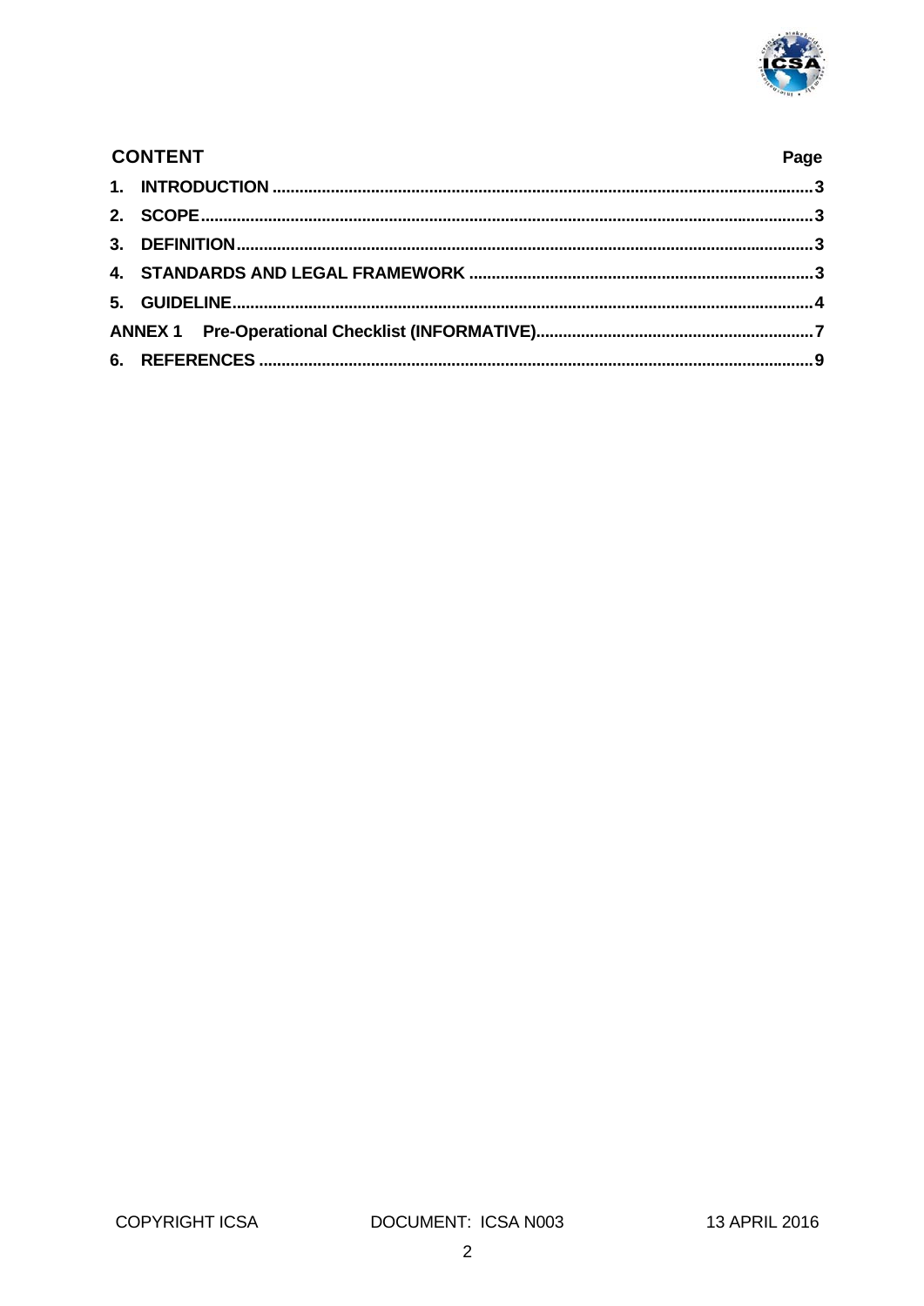## CONTENT

| | Page |
|---|---|
| **1. INTRODUCTION** | **3** |
| **2. SCOPE** | **3** |
| **3. DEFINITION** | **3** |
| **4. STANDARDS AND LEGAL FRAMEWORK** | **3** |
| **5. GUIDELINE** | **4** |
| **ANNEX 1 Pre-Operational Checklist (INFORMATIVE)** | **7** |
| **6. REFERENCES** | **9** |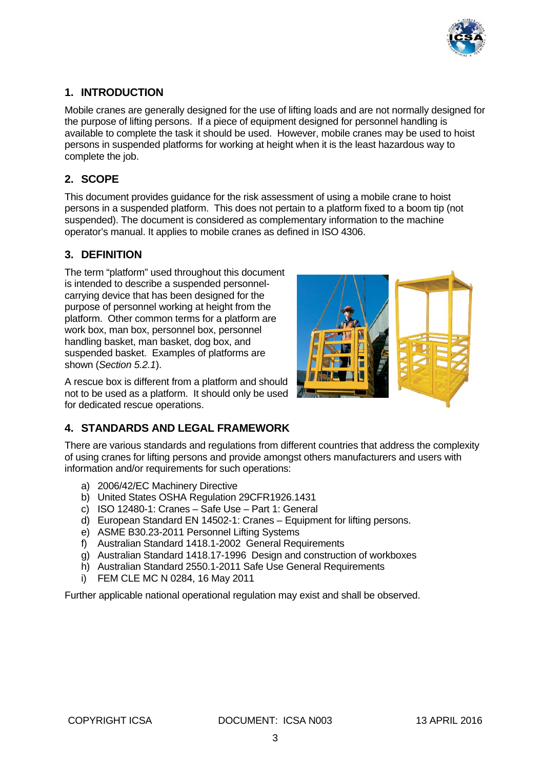## 1. INTRODUCTION

Mobile cranes are generally designed for the use of lifting loads and are not normally designed for the purpose of lifting persons. If a piece of equipment designed for personnel handling is available to complete the task it should be used. However, mobile cranes may be used to hoist persons in suspended platforms for working at height when it is the least hazardous way to complete the job.

## 2. SCOPE

This document provides guidance for the risk assessment of using a mobile crane to hoist persons in a suspended platform. This does not pertain to a platform fixed to a boom tip (not suspended). The document is considered as complementary information to the machine operator's manual. It applies to mobile cranes as defined in ISO 4306.

## 3. DEFINITION

The term "platform" used throughout this document is intended to describe a suspended personnel-carrying device that has been designed for the purpose of personnel working at height from the platform. Other common terms for a platform are work box, man box, personnel box, personnel handling basket, man basket, dog box, and suspended basket. Examples of platforms are shown (*Section 5.2.1*).

A rescue box is different from a platform and should not to be used as a platform. It should only be used for dedicated rescue operations.

## 4. STANDARDS AND LEGAL FRAMEWORK

There are various standards and regulations from different countries that address the complexity of using cranes for lifting persons and provide amongst others manufacturers and users with information and/or requirements for such operations:

a) 2006/42/EC Machinery Directive
b) United States OSHA Regulation 29CFR1926.1431
c) ISO 12480-1: Cranes – Safe Use – Part 1: General
d) European Standard EN 14502-1: Cranes – Equipment for lifting persons.
e) ASME B30.23-2011 Personnel Lifting Systems
f) Australian Standard 1418.1-2002 General Requirements
g) Australian Standard 1418.17-1996 Design and construction of workboxes
h) Australian Standard 2550.1-2011 Safe Use General Requirements
i) FEM CLE MC N 0284, 16 May 2011

Further applicable national operational regulation may exist and shall be observed.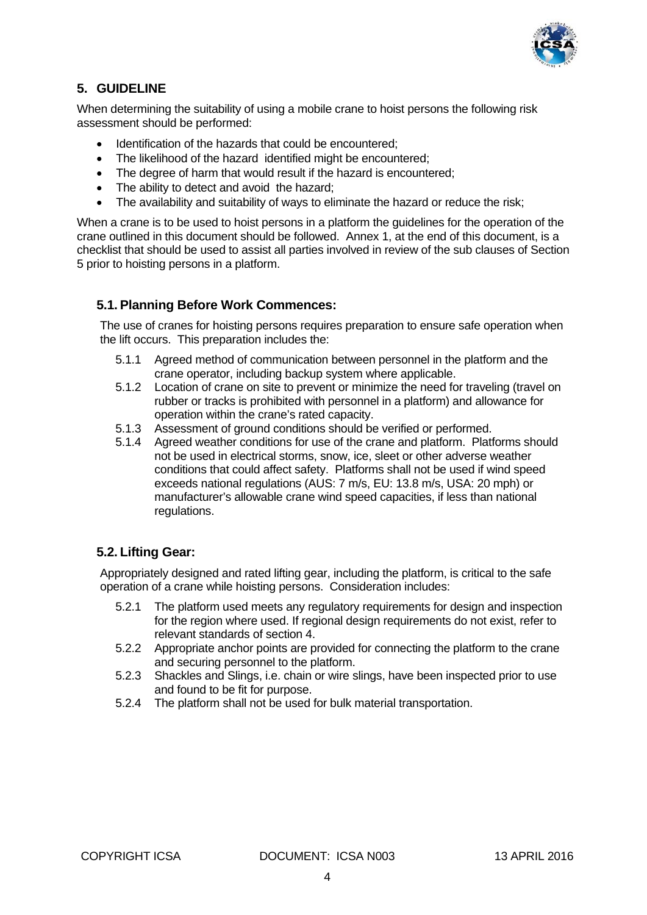## 5. GUIDELINE

When determining the suitability of using a mobile crane to hoist persons the following risk assessment should be performed:

- Identification of the hazards that could be encountered;
- The likelihood of the hazard identified might be encountered;
- The degree of harm that would result if the hazard is encountered;
- The ability to detect and avoid the hazard;
- The availability and suitability of ways to eliminate the hazard or reduce the risk;

When a crane is to be used to hoist persons in a platform the guidelines for the operation of the crane outlined in this document should be followed. Annex 1, at the end of this document, is a checklist that should be used to assist all parties involved in review of the sub clauses of Section 5 prior to hoisting persons in a platform.

### 5.1. Planning Before Work Commences:

The use of cranes for hoisting persons requires preparation to ensure safe operation when the lift occurs. This preparation includes the:

5.1.1 Agreed method of communication between personnel in the platform and the crane operator, including backup system where applicable.

5.1.2 Location of crane on site to prevent or minimize the need for traveling (travel on rubber or tracks is prohibited with personnel in a platform) and allowance for operation within the crane's rated capacity.

5.1.3 Assessment of ground conditions should be verified or performed.

5.1.4 Agreed weather conditions for use of the crane and platform. Platforms should not be used in electrical storms, snow, ice, sleet or other adverse weather conditions that could affect safety. Platforms shall not be used if wind speed exceeds national regulations (AUS: 7 m/s, EU: 13.8 m/s, USA: 20 mph) or manufacturer's allowable crane wind speed capacities, if less than national regulations.

### 5.2. Lifting Gear:

Appropriately designed and rated lifting gear, including the platform, is critical to the safe operation of a crane while hoisting persons. Consideration includes:

5.2.1 The platform used meets any regulatory requirements for design and inspection for the region where used. If regional design requirements do not exist, refer to relevant standards of section 4.

5.2.2 Appropriate anchor points are provided for connecting the platform to the crane and securing personnel to the platform.

5.2.3 Shackles and Slings, i.e. chain or wire slings, have been inspected prior to use and found to be fit for purpose.

5.2.4 The platform shall not be used for bulk material transportation.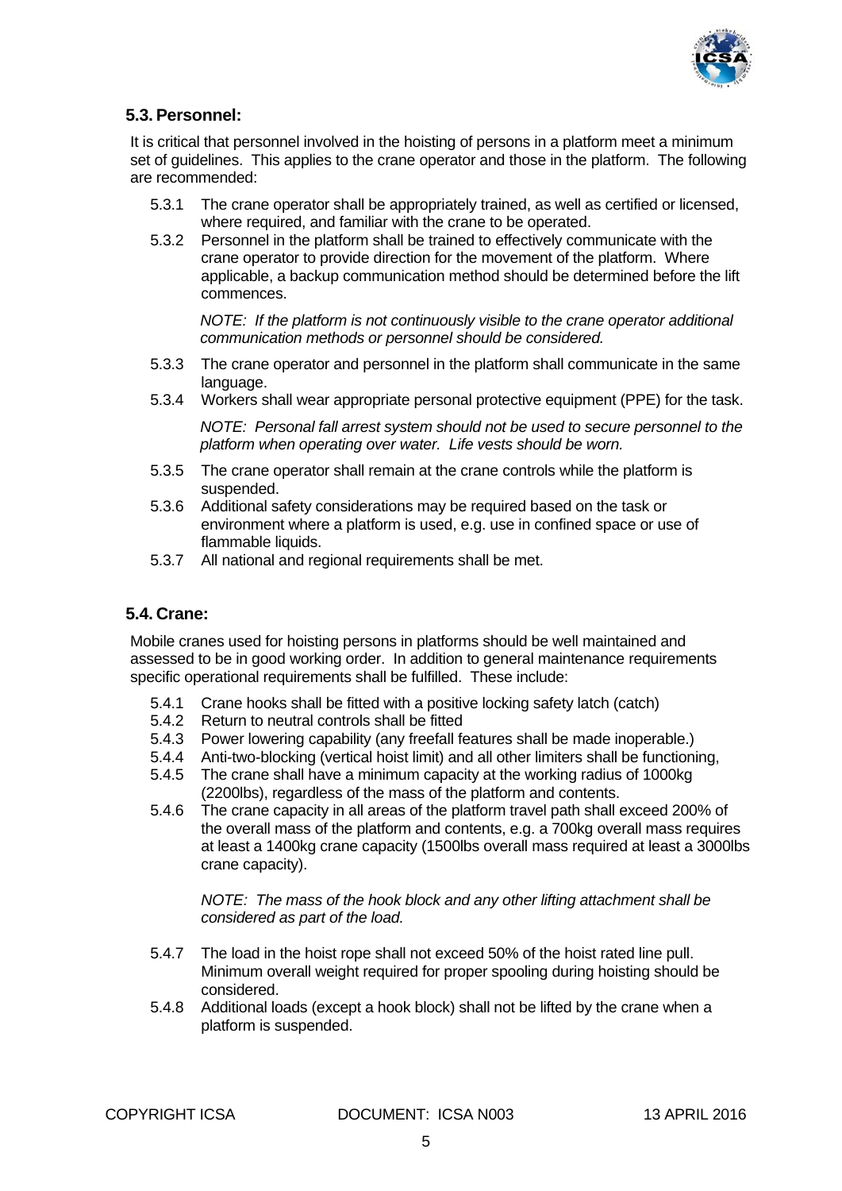## 5.3. Personnel:

It is critical that personnel involved in the hoisting of persons in a platform meet a minimum set of guidelines. This applies to the crane operator and those in the platform. The following are recommended:

5.3.1 The crane operator shall be appropriately trained, as well as certified or licensed, where required, and familiar with the crane to be operated.

5.3.2 Personnel in the platform shall be trained to effectively communicate with the crane operator to provide direction for the movement of the platform. Where applicable, a backup communication method should be determined before the lift commences.

*NOTE: If the platform is not continuously visible to the crane operator additional communication methods or personnel should be considered.*

5.3.3 The crane operator and personnel in the platform shall communicate in the same language.

5.3.4 Workers shall wear appropriate personal protective equipment (PPE) for the task.

*NOTE: Personal fall arrest system should not be used to secure personnel to the platform when operating over water. Life vests should be worn.*

5.3.5 The crane operator shall remain at the crane controls while the platform is suspended.

5.3.6 Additional safety considerations may be required based on the task or environment where a platform is used, e.g. use in confined space or use of flammable liquids.

5.3.7 All national and regional requirements shall be met.

## 5.4. Crane:

Mobile cranes used for hoisting persons in platforms should be well maintained and assessed to be in good working order. In addition to general maintenance requirements specific operational requirements shall be fulfilled. These include:

5.4.1 Crane hooks shall be fitted with a positive locking safety latch (catch)

5.4.2 Return to neutral controls shall be fitted

5.4.3 Power lowering capability (any freefall features shall be made inoperable.)

5.4.4 Anti-two-blocking (vertical hoist limit) and all other limiters shall be functioning,

5.4.5 The crane shall have a minimum capacity at the working radius of 1000kg (2200lbs), regardless of the mass of the platform and contents.

5.4.6 The crane capacity in all areas of the platform travel path shall exceed 200% of the overall mass of the platform and contents, e.g. a 700kg overall mass requires at least a 1400kg crane capacity (1500lbs overall mass required at least a 3000lbs crane capacity).

*NOTE: The mass of the hook block and any other lifting attachment shall be considered as part of the load.*

5.4.7 The load in the hoist rope shall not exceed 50% of the hoist rated line pull. Minimum overall weight required for proper spooling during hoisting should be considered.

5.4.8 Additional loads (except a hook block) shall not be lifted by the crane when a platform is suspended.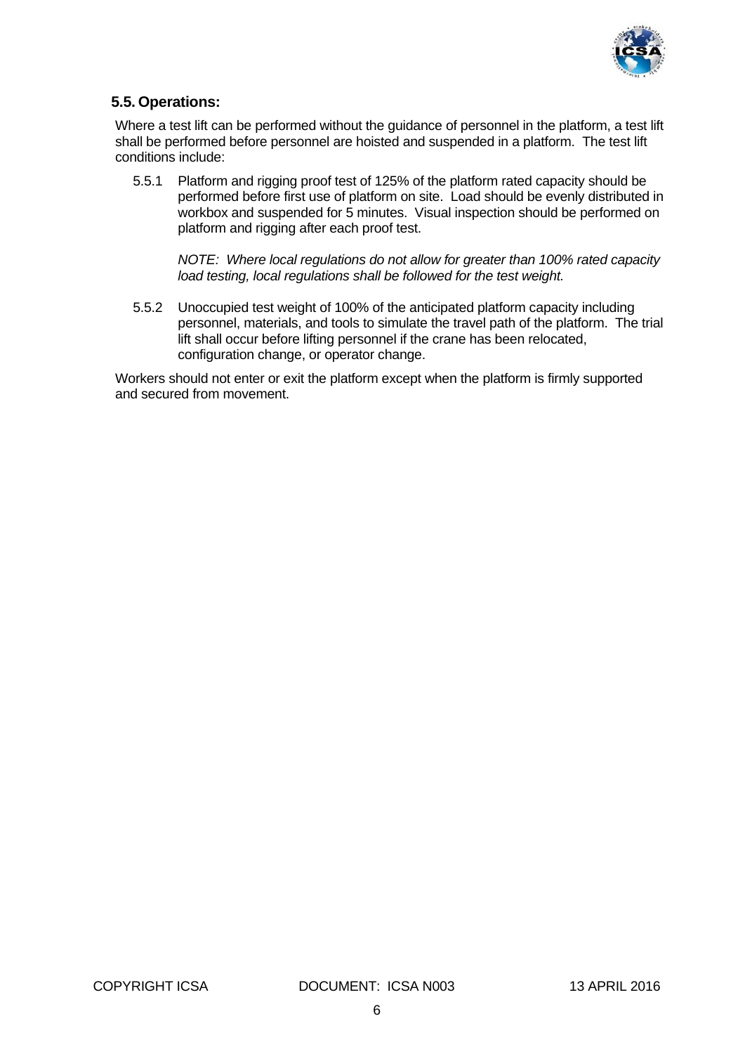## 5.5. Operations:

Where a test lift can be performed without the guidance of personnel in the platform, a test lift shall be performed before personnel are hoisted and suspended in a platform. The test lift conditions include:

5.5.1 Platform and rigging proof test of 125% of the platform rated capacity should be performed before first use of platform on site. Load should be evenly distributed in workbox and suspended for 5 minutes. Visual inspection should be performed on platform and rigging after each proof test.

*NOTE: Where local regulations do not allow for greater than 100% rated capacity load testing, local regulations shall be followed for the test weight.*

5.5.2 Unoccupied test weight of 100% of the anticipated platform capacity including personnel, materials, and tools to simulate the travel path of the platform. The trial lift shall occur before lifting personnel if the crane has been relocated, configuration change, or operator change.

Workers should not enter or exit the platform except when the platform is firmly supported and secured from movement.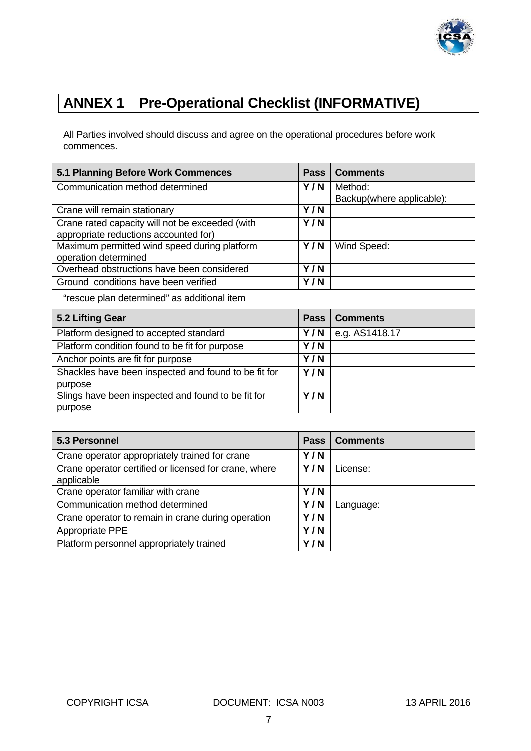# ANNEX 1 Pre-Operational Checklist (INFORMATIVE)

All Parties involved should discuss and agree on the operational procedures before work commences.

| 5.1 Planning Before Work Commences | Pass | Comments |
|---|---|---|
| Communication method determined | Y / N | Method:<br>Backup(where applicable): |
| Crane will remain stationary | Y / N | |
| Crane rated capacity will not be exceeded (with appropriate reductions accounted for) | Y / N | |
| Maximum permitted wind speed during platform operation determined | Y / N | Wind Speed: |
| Overhead obstructions have been considered | Y / N | |
| Ground conditions have been verified | Y / N | |

"rescue plan determined" as additional item

| 5.2 Lifting Gear | Pass | Comments |
|---|---|---|
| Platform designed to accepted standard | Y / N | e.g. AS1418.17 |
| Platform condition found to be fit for purpose | Y / N | |
| Anchor points are fit for purpose | Y / N | |
| Shackles have been inspected and found to be fit for purpose | Y / N | |
| Slings have been inspected and found to be fit for purpose | Y / N | |

| 5.3 Personnel | Pass | Comments |
|---|---|---|
| Crane operator appropriately trained for crane | Y / N | |
| Crane operator certified or licensed for crane, where applicable | Y / N | License: |
| Crane operator familiar with crane | Y / N | |
| Communication method determined | Y / N | Language: |
| Crane operator to remain in crane during operation | Y / N | |
| Appropriate PPE | Y / N | |
| Platform personnel appropriately trained | Y / N | |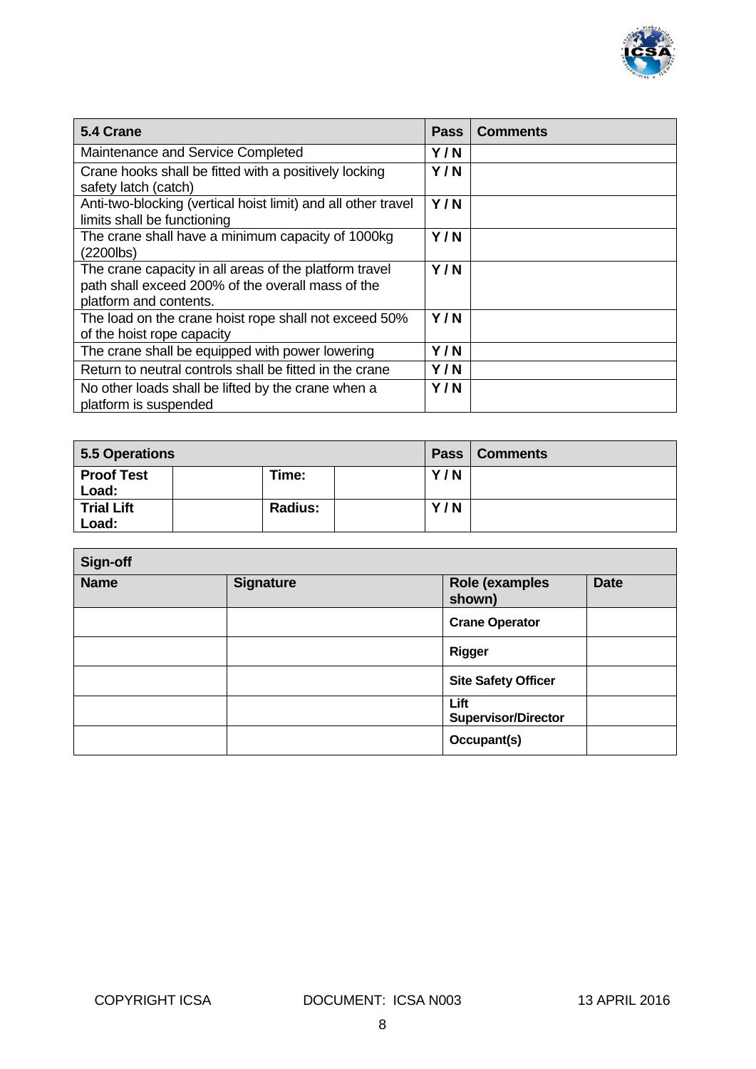| 5.4 Crane | Pass | Comments |
|---|---|---|
| Maintenance and Service Completed | Y / N | |
| Crane hooks shall be fitted with a positively locking safety latch (catch) | Y / N | |
| Anti-two-blocking (vertical hoist limit) and all other travel limits shall be functioning | Y / N | |
| The crane shall have a minimum capacity of 1000kg (2200lbs) | Y / N | |
| The crane capacity in all areas of the platform travel path shall exceed 200% of the overall mass of the platform and contents. | Y / N | |
| The load on the crane hoist rope shall not exceed 50% of the hoist rope capacity | Y / N | |
| The crane shall be equipped with power lowering | Y / N | |
| Return to neutral controls shall be fitted in the crane | Y / N | |
| No other loads shall be lifted by the crane when a platform is suspended | Y / N | |

| 5.5 Operations | | | | Pass | Comments |
|---|---|---|---|---|---|
| **Proof Test Load:** | | **Time:** | | Y / N | |
| **Trial Lift Load:** | | **Radius:** | | Y / N | |

| Sign-off | | | |
|---|---|---|---|
| **Name** | **Signature** | **Role (examples shown)** | **Date** |
| | | **Crane Operator** | |
| | | **Rigger** | |
| | | **Site Safety Officer** | |
| | | **Lift Supervisor/Director** | |
| | | **Occupant(s)** | |

COPYRIGHT ICSA DOCUMENT: ICSA N003 13 APRIL 2016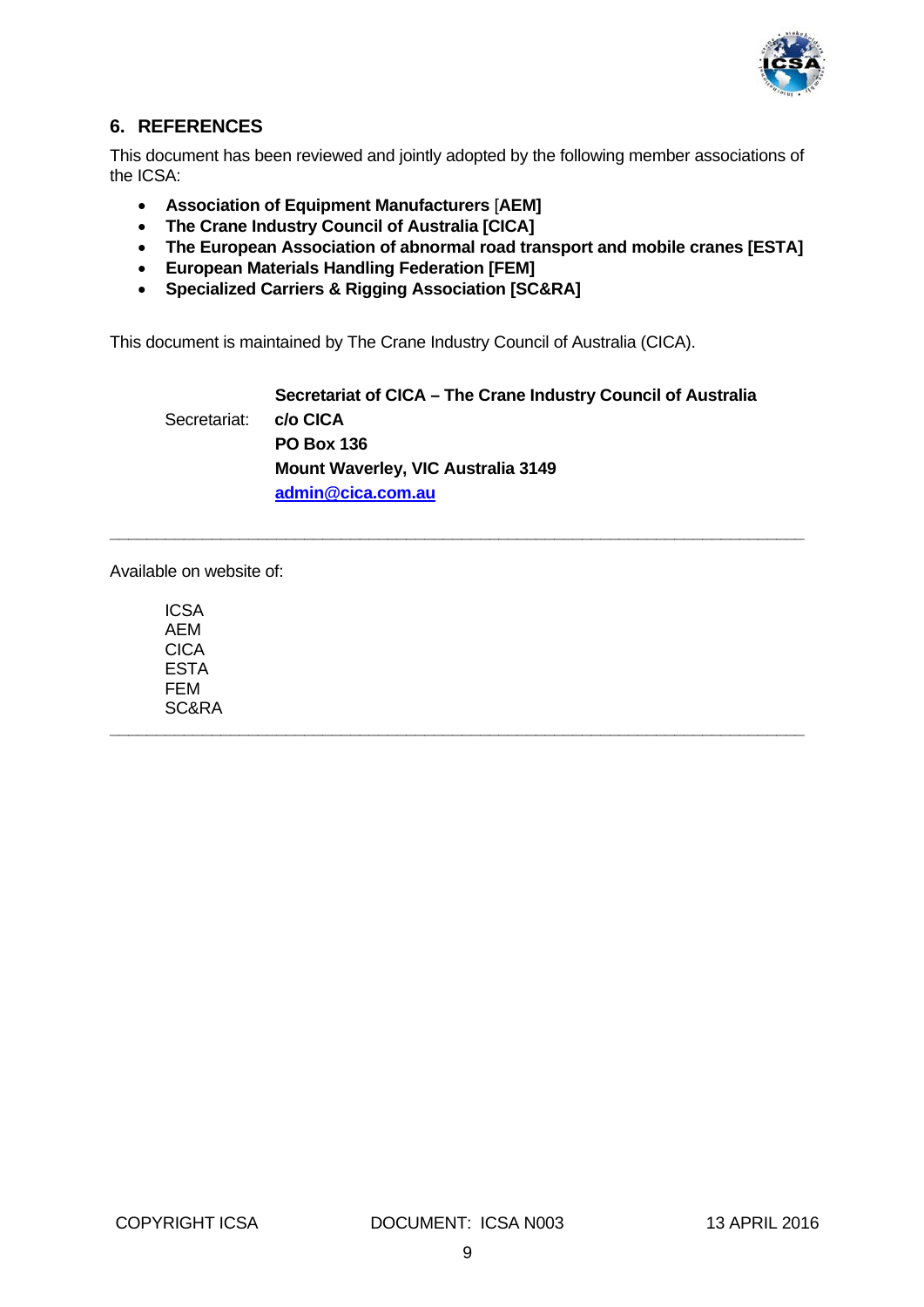## 6. REFERENCES

This document has been reviewed and jointly adopted by the following member associations of the ICSA:

- **Association of Equipment Manufacturers** [**AEM]**
- **The Crane Industry Council of Australia [CICA]**
- **The European Association of abnormal road transport and mobile cranes [ESTA]**
- **European Materials Handling Federation [FEM]**
- **Specialized Carriers & Rigging Association [SC&RA]**

This document is maintained by The Crane Industry Council of Australia (CICA).

Secretariat:

**Secretariat of CICA – The Crane Industry Council of Australia**
**c/o CICA**
**PO Box 136**
**Mount Waverley, VIC Australia 3149**
**admin@cica.com.au**

---

Available on website of:

ICSA
AEM
CICA
ESTA
FEM
SC&RA

---